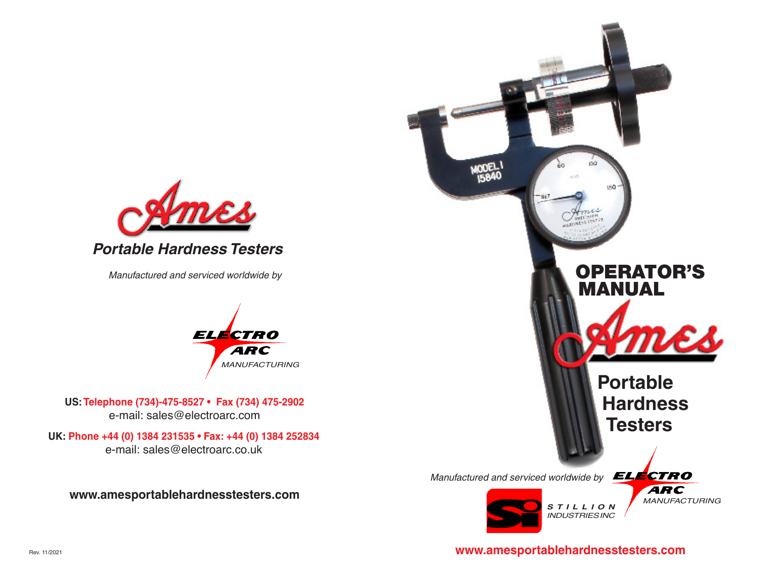# Ames

## *Portable Hardness Testers*

*Manufactured and serviced worldwide by*

ELECTRO ARC *MANUFACTURING*

**US: Telephone (734)-475-8527 • Fax (734) 475-2902**
e-mail: sales@electroarc.com

**UK: Phone +44 (0) 1384 231535 • Fax: +44 (0) 1384 252834**
e-mail: sales@electroarc.co.uk

**www.amesportablehardnesstesters.com**

Rev. 11/2021

# OPERATOR'S MANUAL

# Ames

## Portable Hardness Testers

*Manufactured and serviced worldwide by* ELECTRO ARC *MANUFACTURING*

STILLION *INDUSTRIES INC*

**www.amesportablehardnesstesters.com**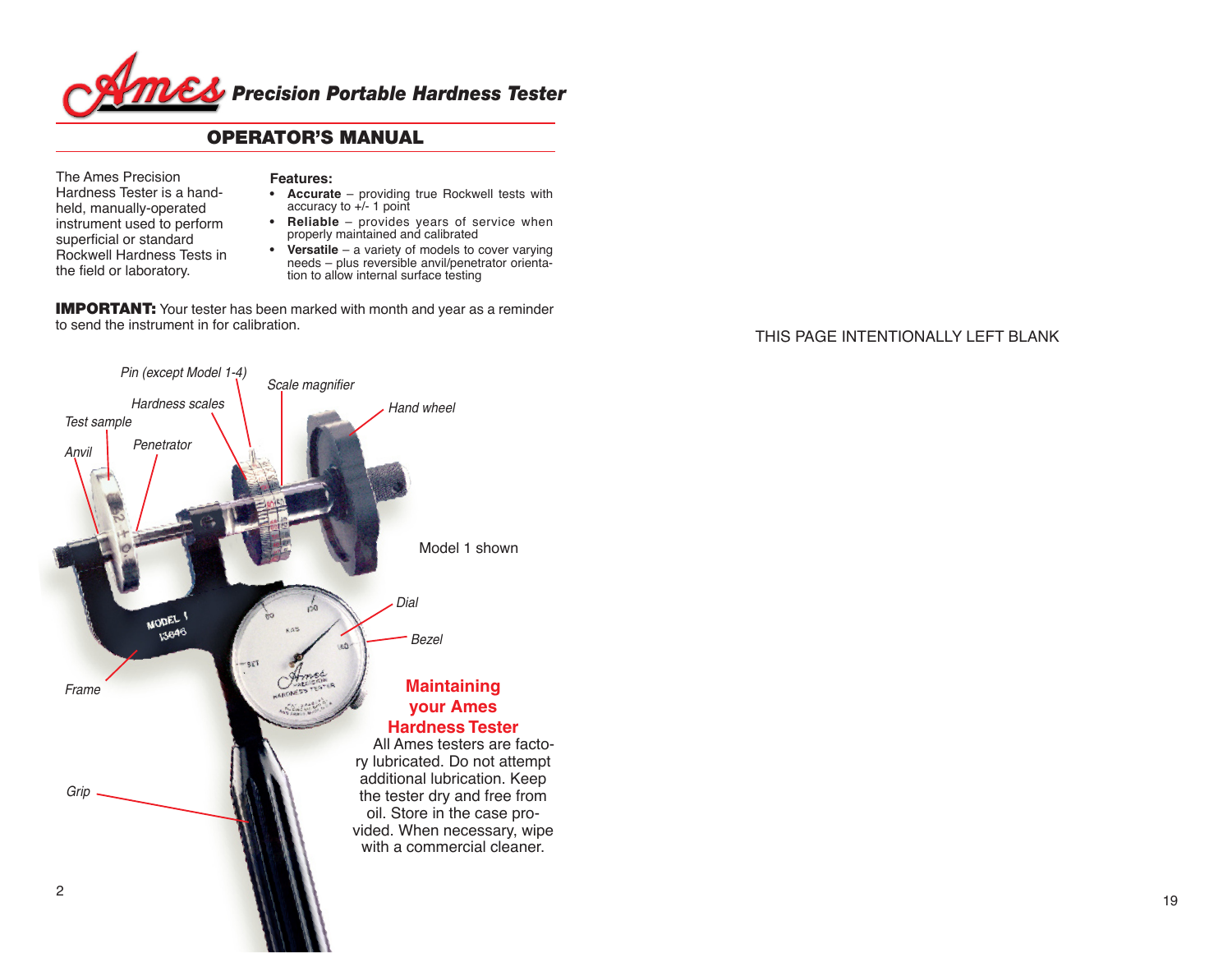# Ames Precision Portable Hardness Tester

## OPERATOR'S MANUAL

The Ames Precision Hardness Tester is a hand-held, manually-operated instrument used to perform superficial or standard Rockwell Hardness Tests in the field or laboratory.

**Features:**

- **Accurate** – providing true Rockwell tests with accuracy to +/- 1 point
- **Reliable** – provides years of service when properly maintained and calibrated
- **Versatile** – a variety of models to cover varying needs – plus reversible anvil/penetrator orientation to allow internal surface testing

**IMPORTANT:** Your tester has been marked with month and year as a reminder to send the instrument in for calibration.

*Pin (except Model 1-4)*
*Scale magnifier*
*Hardness scales*
*Hand wheel*
*Test sample*
*Anvil*
*Penetrator*
*Dial*
*Bezel*
*Frame*
*Grip*

Model 1 shown

## Maintaining your Ames Hardness Tester

All Ames testers are factory lubricated. Do not attempt additional lubrication. Keep the tester dry and free from oil. Store in the case provided. When necessary, wipe with a commercial cleaner.

THIS PAGE INTENTIONALLY LEFT BLANK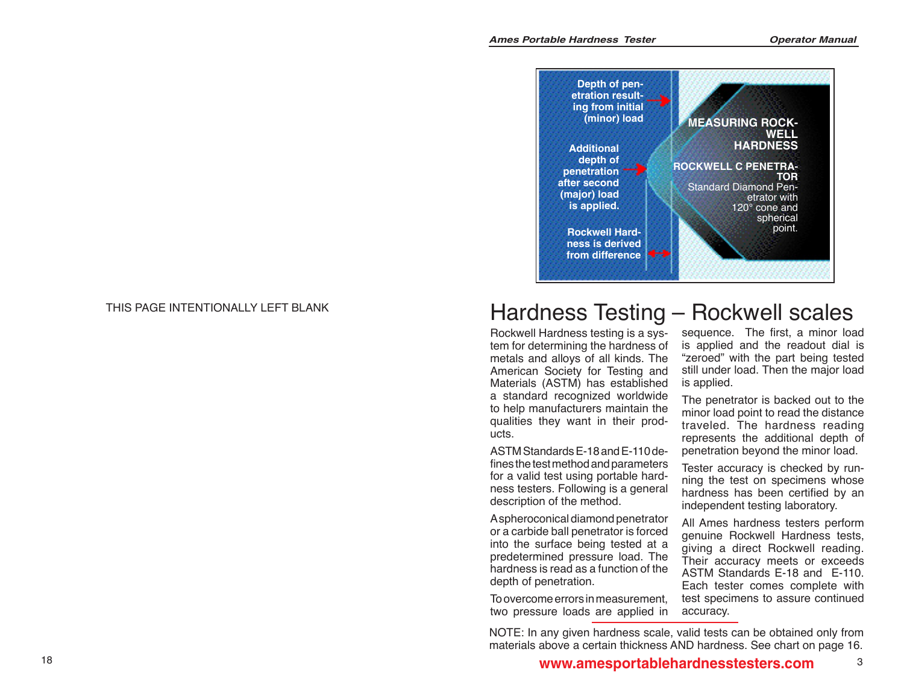THIS PAGE INTENTIONALLY LEFT BLANK

Depth of penetration resulting from initial (minor) load

Additional depth of penetration after second (major) load is applied.

Rockwell Hardness is derived from difference

**MEASURING ROCKWELL HARDNESS**

**ROCKWELL C PENETRATOR**

Standard Diamond Penetrator with 120° cone and spherical point.

# Hardness Testing – Rockwell scales

Rockwell Hardness testing is a system for determining the hardness of metals and alloys of all kinds. The American Society for Testing and Materials (ASTM) has established a standard recognized worldwide to help manufacturers maintain the qualities they want in their products.

ASTM Standards E-18 and E-110 defines the test method and parameters for a valid test using portable hardness testers. Following is a general description of the method.

A spheroconical diamond penetrator or a carbide ball penetrator is forced into the surface being tested at a predetermined pressure load. The hardness is read as a function of the depth of penetration.

To overcome errors in measurement, two pressure loads are applied in sequence. The first, a minor load is applied and the readout dial is "zeroed" with the part being tested still under load. Then the major load is applied.

The penetrator is backed out to the minor load point to read the distance traveled. The hardness reading represents the additional depth of penetration beyond the minor load.

Tester accuracy is checked by running the test on specimens whose hardness has been certified by an independent testing laboratory.

All Ames hardness testers perform genuine Rockwell Hardness tests, giving a direct Rockwell reading. Their accuracy meets or exceeds ASTM Standards E-18 and E-110. Each tester comes complete with test specimens to assure continued accuracy.

NOTE: In any given hardness scale, valid tests can be obtained only from materials above a certain thickness AND hardness. See chart on page 16.

**www.amesportablehardnesstesters.com**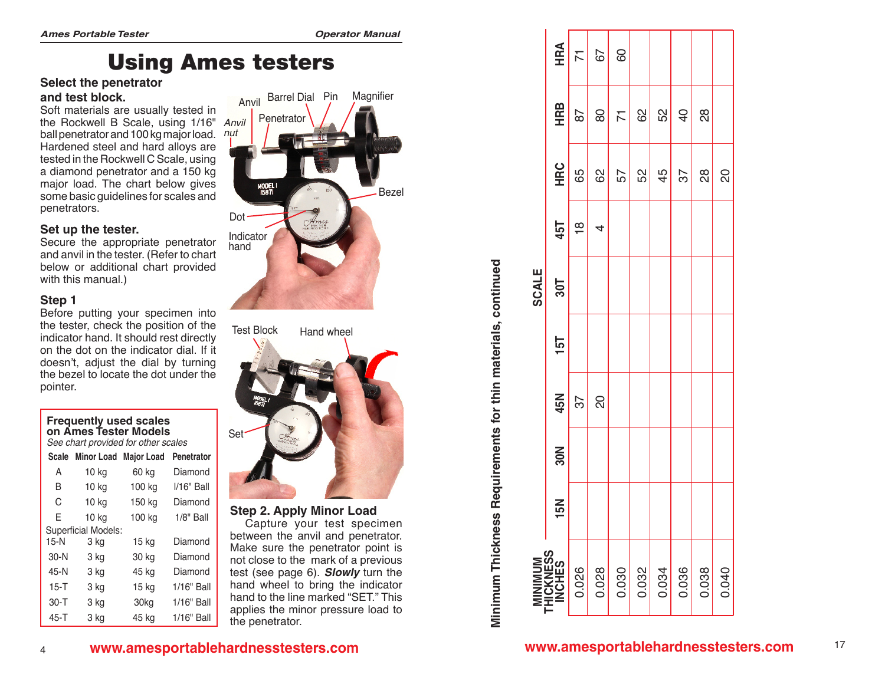# Using Ames testers

## Select the penetrator and test block.

Soft materials are usually tested in the Rockwell B Scale, using 1/16" ball penetrator and 100 kg major load. Hardened steel and hard alloys are tested in the Rockwell C Scale, using a diamond penetrator and a 150 kg major load. The chart below gives some basic guidelines for scales and penetrators.

## Set up the tester.

Secure the appropriate penetrator and anvil in the tester. (Refer to chart below or additional chart provided with this manual.)

## Step 1

Before putting your specimen into the tester, check the position of the indicator hand. It should rest directly on the dot on the indicator dial. If it doesn't, adjust the dial by turning the bezel to locate the dot under the pointer.

**Frequently used scales on Ames Tester Models**

*See chart provided for other scales*

| Scale | Minor Load | Major Load | Penetrator |
|---|---|---|---|
| A | 10 kg | 60 kg | Diamond |
| B | 10 kg | 100 kg | I/16" Ball |
| C | 10 kg | 150 kg | Diamond |
| E | 10 kg | 100 kg | 1/8" Ball |
| Superficial Models: | | | |
| 15-N | 3 kg | 15 kg | Diamond |
| 30-N | 3 kg | 30 kg | Diamond |
| 45-N | 3 kg | 45 kg | Diamond |
| 15-T | 3 kg | 15 kg | 1/16" Ball |
| 30-T | 3 kg | 30kg | 1/16" Ball |
| 45-T | 3 kg | 45 kg | 1/16" Ball |

Anvil, Anvil nut, Penetrator, Barrel Dial, Pin, Magnifier, Bezel, Dot, Indicator hand

Test Block, Hand wheel, Set

## Step 2. Apply Minor Load

Capture your test specimen between the anvil and penetrator. Make sure the penetrator point is not close to the mark of a previous test (see page 6). ***Slowly*** turn the hand wheel to bring the indicator hand to the line marked "SET." This applies the minor pressure load to the penetrator.

## Minimum Thickness Requirements for thin materials, continued

| MINIMUM THICKNESS INCHES | SCALE 15N | 30N | 45N | 15T | 30T | 45T | HRC | HRB | HRA |
|---|---|---|---|---|---|---|---|---|---|
| 0.026 | | | 37 | | | 18 | 65 | 87 | 71 |
| 0.028 | | | 20 | | | 4 | 62 | 80 | 67 |
| 0.030 | | | | | | | 57 | 71 | 60 |
| 0.032 | | | | | | | 52 | 62 | |
| 0.034 | | | | | | | 45 | 52 | |
| 0.036 | | | | | | | 37 | 40 | |
| 0.038 | | | | | | | 28 | 28 | |
| 0.040 | | | | | | | 20 | | |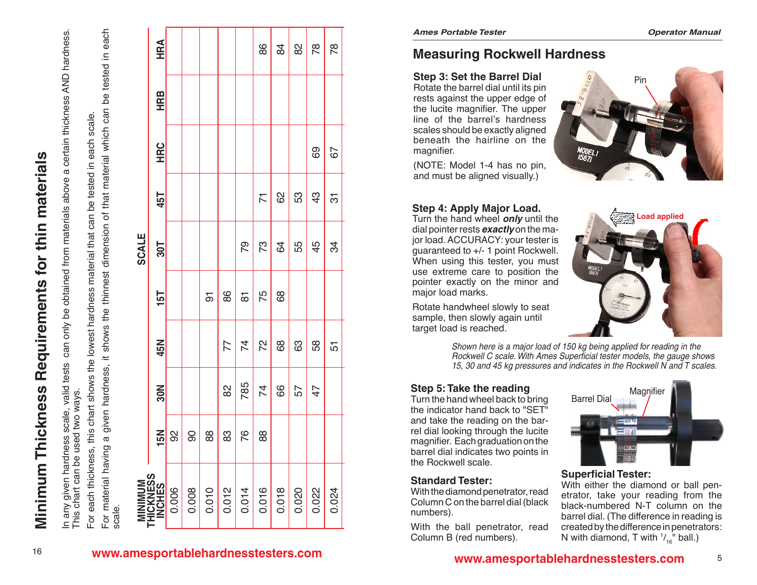# Minimum Thickness Requirements for thin materials

In any given hardness scale, valid tests can only be obtained from materials above a certain thickness AND hardness. This chart can be used two ways.

For each thickness, this chart shows the lowest hardness material that can be tested in each scale.

For material having a given hardness, it shows the thinnest dimension of that material which can be tested in each scale.

| MINIMUM THICKNESS INCHES | SCALE | | | | | | | | |
|---|---|---|---|---|---|---|---|---|---|
| | 15N | 30N | 45N | 15T | 30T | 45T | HRC | HRB | HRA |
| 0.006 | 92 | | | | | | | | |
| 0.008 | 90 | | | | | | | | |
| 0.010 | 88 | | | 91 | | | | | |
| 0.012 | 83 | 82 | 77 | 86 | | | | | |
| 0.014 | 76 | 785 | 74 | 81 | 79 | | | | |
| 0.016 | 88 | 74 | 72 | 75 | 73 | 71 | | | 86 |
| 0.018 | | 66 | 68 | 68 | 64 | 62 | | | 84 |
| 0.020 | | 57 | 63 | | 55 | 53 | | | 82 |
| 0.022 | | 47 | 58 | | 45 | 43 | 69 | | 78 |
| 0.024 | | | 51 | | 34 | 31 | 67 | | 78 |

www.amesportablehardnesstesters.com

## Measuring Rockwell Hardness

### Step 3: Set the Barrel Dial

Rotate the barrel dial until its pin rests against the upper edge of the lucite magnifier. The upper line of the barrel's hardness scales should be exactly aligned beneath the hairline on the magnifier.

(NOTE: Model 1-4 has no pin, and must be aligned visually.)

### Step 4: Apply Major Load.

Turn the hand wheel ***only*** until the dial pointer rests ***exactly*** on the major load. ACCURACY: your tester is guaranteed to +/- 1 point Rockwell. When using this tester, you must use extreme care to position the pointer exactly on the minor and major load marks.

Rotate handwheel slowly to seat sample, then slowly again until target load is reached.

*Shown here is a major load of 150 kg being applied for reading in the Rockwell C scale. With Ames Superficial tester models, the gauge shows 15, 30 and 45 kg pressures and indicates in the Rockwell N and T scales.*

### Step 5: Take the reading

Turn the hand wheel back to bring the indicator hand back to "SET" and take the reading on the barrel dial looking through the lucite magnifier. Each graduation on the barrel dial indicates two points in the Rockwell scale.

**Standard Tester:**

With the diamond penetrator, read Column C on the barrel dial (black numbers).

With the ball penetrator, read Column B (red numbers).

**Superficial Tester:**

With either the diamond or ball penetrator, take your reading from the black-numbered N-T column on the barrel dial. (The difference in reading is created by the difference in penetrators: N with diamond, T with $^{1}/_{16}$" ball.)

www.amesportablehardnesstesters.com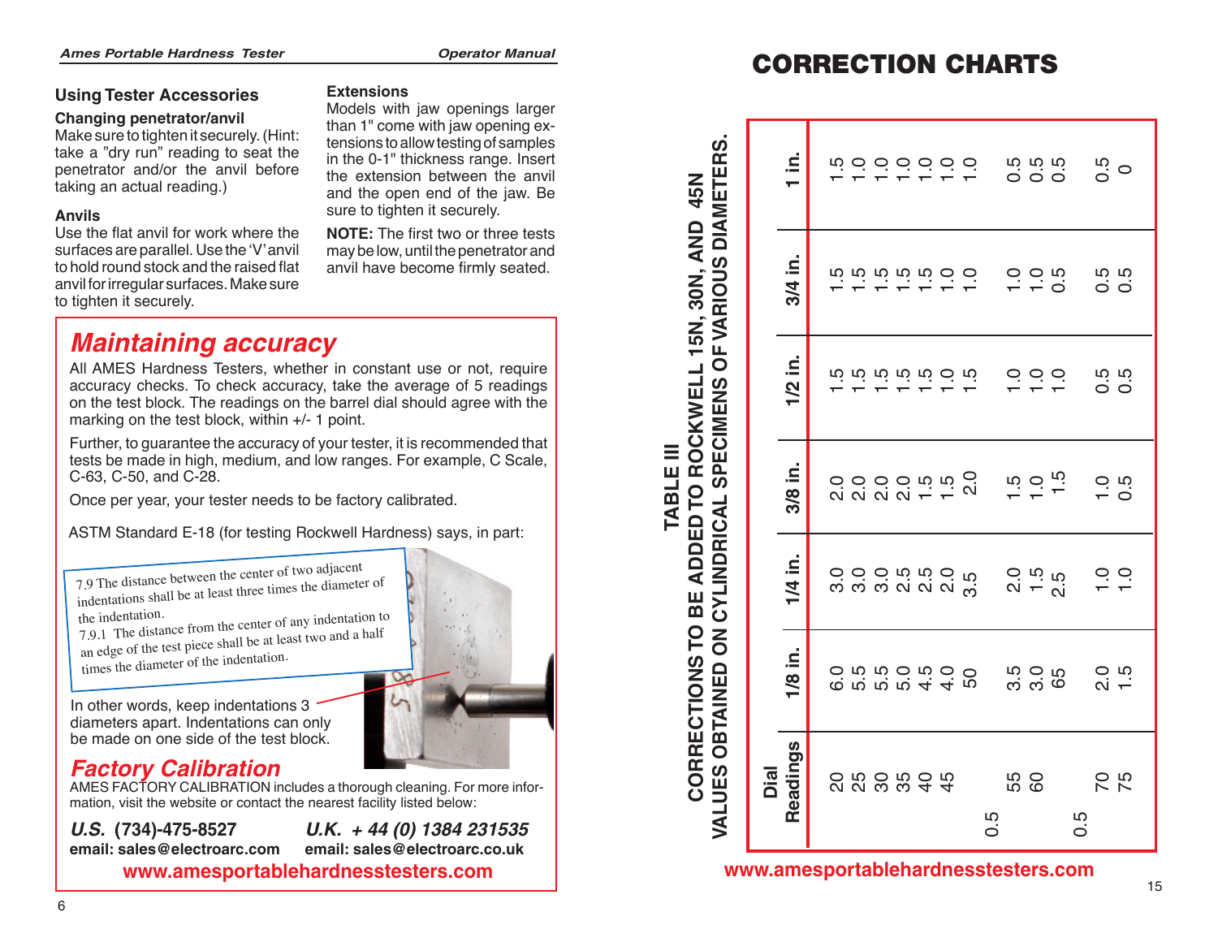## Using Tester Accessories

### Changing penetrator/anvil

Make sure to tighten it securely. (Hint: take a "dry run" reading to seat the penetrator and/or the anvil before taking an actual reading.)

### Anvils

Use the flat anvil for work where the surfaces are parallel. Use the 'V' anvil to hold round stock and the raised flat anvil for irregular surfaces. Make sure to tighten it securely.

### Extensions

Models with jaw openings larger than 1" come with jaw opening extensions to allow testing of samples in the 0-1" thickness range. Insert the extension between the anvil and the open end of the jaw. Be sure to tighten it securely.

**NOTE:** The first two or three tests may be low, until the penetrator and anvil have become firmly seated.

## *Maintaining accuracy*

All AMES Hardness Testers, whether in constant use or not, require accuracy checks. To check accuracy, take the average of 5 readings on the test block. The readings on the barrel dial should agree with the marking on the test block, within +/- 1 point.

Further, to guarantee the accuracy of your tester, it is recommended that tests be made in high, medium, and low ranges. For example, C Scale, C-63, C-50, and C-28.

Once per year, your tester needs to be factory calibrated.

ASTM Standard E-18 (for testing Rockwell Hardness) says, in part:

> 7.9 The distance between the center of two adjacent indentations shall be at least three times the diameter of the indentation.
> 7.9.1 The distance from the center of any indentation to an edge of the test piece shall be at least two and a half times the diameter of the indentation.

In other words, keep indentations 3 diameters apart. Indentations can only be made on one side of the test block.

## *Factory Calibration*

AMES FACTORY CALIBRATION includes a thorough cleaning. For more information, visit the website or contact the nearest facility listed below:

***U.S.*** **(734)-475-8527**
**email: sales@electroarc.com**

***U.K.*** ***+ 44 (0) 1384 231535***
**email: sales@electroarc.co.uk**

**www.amesportablehardnesstesters.com**

# CORRECTION CHARTS

**TABLE III**
**CORRECTIONS TO BE ADDED TO ROCKWELL 15N, 30N, AND 45N VALUES OBTAINED ON CYLINDRICAL SPECIMENS OF VARIOUS DIAMETERS.**

| Dial Readings | 1/8 in. | 1/4 in. | 3/8 in. | 1/2 in. | 3/4 in. | 1 in. |
|---|---|---|---|---|---|---|
| 20 | 6.0 | 3.0 | 2.0 | 1.5 | 1.5 | 1.5 |
| 25 | 5.5 | 3.0 | 2.0 | 1.5 | 1.5 | 1.0 |
| 30 | 5.5 | 3.0 | 2.0 | 1.5 | 1.5 | 1.0 |
| 35 | 5.0 | 2.5 | 2.0 | 1.5 | 1.5 | 1.0 |
| 40 | 4.5 | 2.5 | 1.5 | 1.5 | 1.5 | 1.0 |
| 45 | 4.0 | 2.0 | 1.5 | 1.0 | 1.0 | 1.0 |
| 0.5 | 50 | 3.5 | 2.0 | 1.5 | 1.0 | 1.0 |
| 55 | 3.5 | 2.0 | 1.5 | 1.0 | 1.0 | 0.5 |
| 60 | 3.0 | 1.5 | 1.0 | 1.0 | 1.0 | 0.5 |
| 0.5 | 65 | 2.5 | 1.5 | 1.0 | 0.5 | 0.5 |
| 70 | 2.0 | 1.0 | 1.0 | 0.5 | 0.5 | 0.5 |
| 75 | 1.5 | 1.0 | 0.5 | 0.5 | 0.5 | 0 |

**www.amesportablehardnesstesters.com**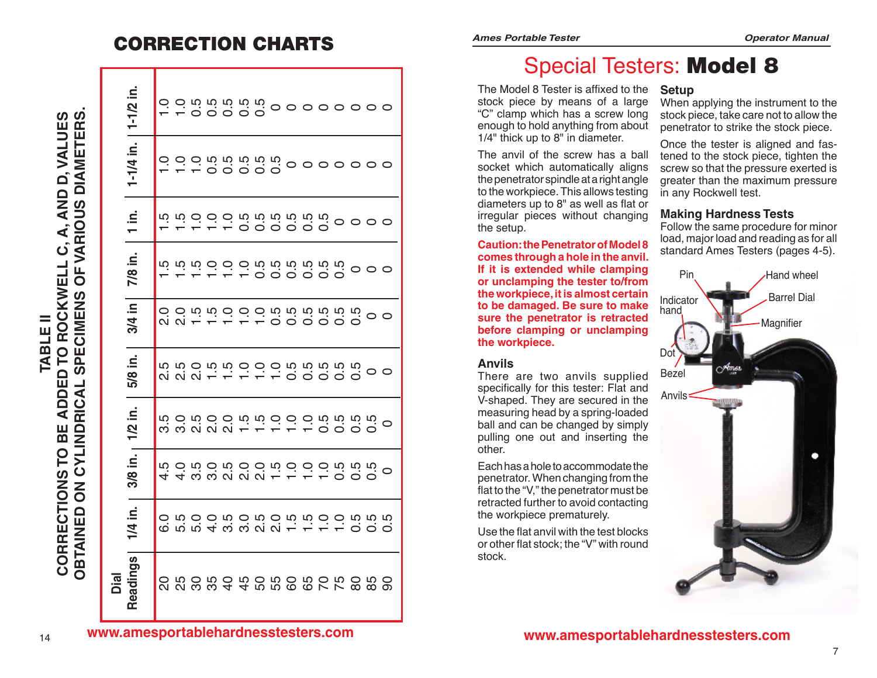# CORRECTION CHARTS

**TABLE II**
**CORRECTIONS TO BE ADDED TO ROCKWELL C, A, AND D, VALUES OBTAINED ON CYLINDRICAL SPECIMENS OF VARIOUS DIAMETERS.**

| Dial Readings | 1/4 in. | 3/8 in. | 1/2 in. | 5/8 in. | 3/4 in | 7/8 in. | 1 in. | 1-1/4 in. | 1-1/2 in. |
|---|---|---|---|---|---|---|---|---|---|
| 20 | 6.0 | 4.5 | 3.5 | 2.5 | 2.0 | 1.5 | 1.5 | 1.0 | 1.0 |
| 25 | 5.5 | 4.0 | 3.0 | 2.5 | 2.0 | 1.5 | 1.5 | 1.0 | 1.0 |
| 30 | 5.0 | 3.5 | 2.5 | 2.0 | 1.5 | 1.5 | 1.0 | 1.0 | 0.5 |
| 35 | 4.0 | 3.0 | 2.0 | 1.5 | 1.5 | 1.0 | 1.0 | 0.5 | 0.5 |
| 40 | 3.5 | 2.5 | 2.0 | 1.5 | 1.0 | 1.0 | 1.0 | 0.5 | 0.5 |
| 45 | 3.0 | 2.0 | 1.5 | 1.0 | 1.0 | 1.0 | 0.5 | 0.5 | 0.5 |
| 50 | 2.5 | 2.0 | 1.5 | 1.0 | 1.0 | 0.5 | 0.5 | 0.5 | 0.5 |
| 55 | 2.0 | 1.5 | 1.0 | 1.0 | 0.5 | 0.5 | 0.5 | 0.5 | 0 |
| 60 | 1.5 | 1.0 | 1.0 | 0.5 | 0.5 | 0.5 | 0.5 | 0 | 0 |
| 65 | 1.5 | 1.0 | 1.0 | 0.5 | 0.5 | 0.5 | 0.5 | 0 | 0 |
| 70 | 1.0 | 1.0 | 0.5 | 0.5 | 0.5 | 0.5 | 0.5 | 0 | 0 |
| 75 | 1.0 | 0.5 | 0.5 | 0.5 | 0.5 | 0.5 | 0 | 0 | 0 |
| 80 | 0.5 | 0.5 | 0.5 | 0.5 | 0.5 | 0 | 0 | 0 | 0 |
| 85 | 0.5 | 0.5 | 0.5 | 0 | 0 | 0 | 0 | 0 | 0 |
| 90 | 0.5 | 0 | 0 | 0 | 0 | 0 | 0 | 0 | 0 |

# Special Testers: **Model 8**

The Model 8 Tester is affixed to the stock piece by means of a large "C" clamp which has a screw long enough to hold anything from about 1/4" thick up to 8" in diameter.

The anvil of the screw has a ball socket which automatically aligns the penetrator spindle at a right angle to the workpiece. This allows testing diameters up to 8" as well as flat or irregular pieces without changing the setup.

**Caution: the Penetrator of Model 8 comes through a hole in the anvil. If it is extended while clamping or unclamping the tester to/from the workpiece, it is almost certain to be damaged. Be sure to make sure the penetrator is retracted before clamping or unclamping the workpiece.**

## Anvils

There are two anvils supplied specifically for this tester: Flat and V-shaped. They are secured in the measuring head by a spring-loaded ball and can be changed by simply pulling one out and inserting the other.

Each has a hole to accommodate the penetrator. When changing from the flat to the "V," the penetrator must be retracted further to avoid contacting the workpiece prematurely.

Use the flat anvil with the test blocks or other flat stock; the "V" with round stock.

## Setup

When applying the instrument to the stock piece, take care not to allow the penetrator to strike the stock piece.

Once the tester is aligned and fastened to the stock piece, tighten the screw so that the pressure exerted is greater than the maximum pressure in any Rockwell test.

## Making Hardness Tests

Follow the same procedure for minor load, major load and reading as for all standard Ames Testers (pages 4-5).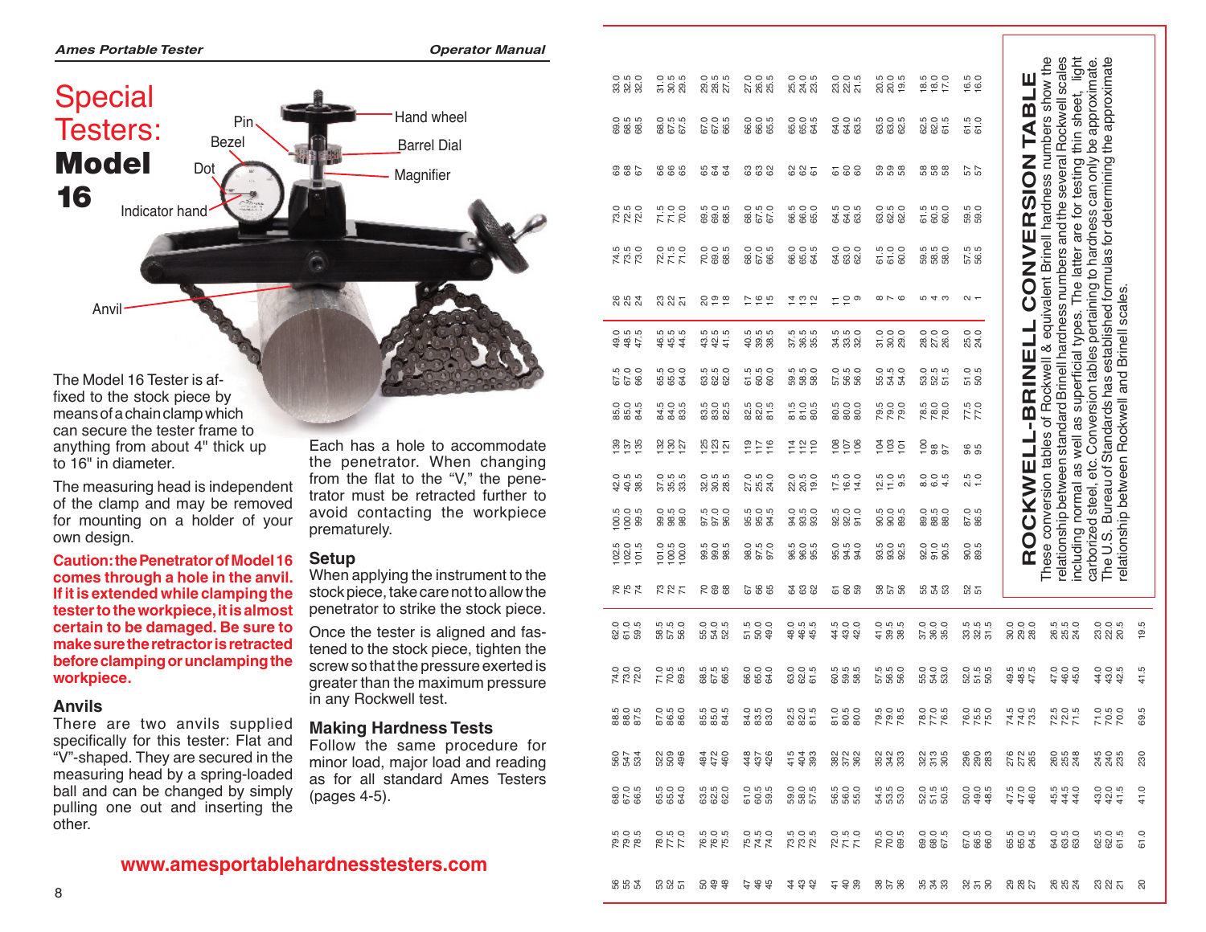# Special Testers: **Model 16**

The Model 16 Tester is affixed to the stock piece by means of a chain clamp which can secure the tester frame to anything from about 4" thick up to 16" in diameter.

The measuring head is independent of the clamp and may be removed for mounting on a holder of your own design.

**Caution: the Penetrator of Model 16 comes through a hole in the anvil. If it is extended while clamping the tester to the workpiece, it is almost certain to be damaged. Be sure to make sure the retractor is retracted before clamping or unclamping the workpiece.**

### Anvils

There are two anvils supplied specifically for this tester: Flat and "V"-shaped. They are secured in the measuring head by a spring-loaded ball and can be changed by simply pulling one out and inserting the other.

Each has a hole to accommodate the penetrator. When changing from the flat to the "V," the penetrator must be retracted further to avoid contacting the workpiece prematurely.

### Setup

When applying the instrument to the stock piece, take care not to allow the penetrator to strike the stock piece.

Once the tester is aligned and fastened to the stock piece, tighten the screw so that the pressure exerted is greater than the maximum pressure in any Rockwell test.

### Making Hardness Tests

Follow the same procedure for minor load, major load and reading as for all standard Ames Testers (pages 4-5).

www.amesportablehardnesstesters.com

## ROCKWELL-BRINELL CONVERSION TABLE

These conversion tables of Rockwell & equivalent Brinell hardness numbers show the relationship between standard Brinell hardness numbers and the several Rockwell scales including normal as well as superficial types. The latter are for testing thin sheet, light carborized steel, etc. Conversion tables pertaining to hardness can only be approximate. The U.S. Bureau of Standards has established formulas for determining the approximate relationship between Rockwell and Brinell scales.

| | | | | | | | | | | | | | | | | | | | | |
|---|---|---|---|---|---|---|---|---|---|---|---|---|---|---|---|---|---|---|---|---|
| 56 | 79.5 | 68.0 | 560 | 88.5 | 74.0 | 62.0 | 76 | 102.5 | 100.5 | 42.0 | 139 | 85.0 | 67.5 | 49.0 | 26 | 74.5 | 73.0 | 69 | 69.0 | 33.0 |
| 55 | 79.0 | 67.0 | 547 | 88.0 | 73.0 | 61.0 | 75 | 102.0 | 100.0 | 40.5 | 137 | 85.0 | 67.0 | 48.5 | 25 | 73.5 | 72.5 | 68 | 68.5 | 32.5 |
| 54 | 78.5 | 66.5 | 534 | 87.5 | 72.0 | 59.5 | 74 | 101.5 | 99.5 | 38.5 | 135 | 84.5 | 66.0 | 47.5 | 24 | 73.0 | 72.0 | 67 | 68.5 | 32.0 |
| 53 | 78.0 | 65.5 | 522 | 87.0 | 71.0 | 58.5 | 73 | 101.0 | 99.0 | 37.0 | 132 | 84.5 | 65.5 | 46.5 | 23 | 72.0 | 71.5 | 66 | 68.0 | 31.0 |
| 52 | 77.5 | 65.0 | 509 | 86.5 | 70.5 | 57.5 | 72 | 100.5 | 98.5 | 35.5 | 130 | 84.0 | 65.0 | 45.5 | 22 | 71.5 | 71.0 | 66 | 67.5 | 30.5 |
| 51 | 77.0 | 64.0 | 496 | 86.0 | 69.5 | 56.0 | 71 | 100.0 | 98.0 | 33.5 | 127 | 83.5 | 64.0 | 44.5 | 21 | 71.0 | 70.0 | 65 | 67.5 | 29.5 |
| 50 | 76.5 | 63.5 | 484 | 85.5 | 68.5 | 55.0 | 70 | 99.5 | 97.5 | 32.0 | 125 | 83.5 | 63.5 | 43.5 | 20 | 70.0 | 69.5 | 65 | 67.0 | 29.0 |
| 49 | 76.0 | 62.5 | 472 | 85.0 | 67.5 | 54.0 | 69 | 99.0 | 97.0 | 30.5 | 123 | 83.0 | 62.5 | 42.5 | 19 | 69.0 | 69.0 | 64 | 67.0 | 28.5 |
| 48 | 75.5 | 62.0 | 460 | 84.5 | 66.5 | 52.5 | 68 | 98.5 | 96.0 | 28.5 | 121 | 82.5 | 62.0 | 41.5 | 18 | 68.5 | 68.5 | 64 | 66.5 | 27.5 |
| 47 | 75.0 | 61.0 | 448 | 84.0 | 66.0 | 51.5 | 67 | 98.0 | 95.5 | 27.0 | 119 | 82.5 | 61.5 | 40.5 | 17 | 68.0 | 68.0 | 63 | 66.0 | 27.0 |
| 46 | 74.5 | 60.5 | 437 | 83.5 | 65.0 | 50.0 | 66 | 97.5 | 95.0 | 25.5 | 117 | 82.0 | 60.5 | 39.5 | 16 | 67.0 | 67.5 | 63 | 66.0 | 26.0 |
| 45 | 74.0 | 59.5 | 426 | 83.0 | 64.0 | 49.0 | 65 | 97.0 | 94.5 | 24.0 | 116 | 81.5 | 60.0 | 38.5 | 15 | 66.5 | 67.0 | 62 | 65.5 | 25.5 |
| 44 | 73.5 | 59.0 | 415 | 82.5 | 63.0 | 48.0 | 64 | 96.5 | 94.0 | 22.0 | 114 | 81.5 | 59.5 | 37.5 | 14 | 66.0 | 66.5 | 62 | 65.0 | 25.0 |
| 43 | 73.0 | 58.0 | 404 | 82.0 | 62.0 | 46.5 | 63 | 96.0 | 93.5 | 20.5 | 112 | 81.0 | 58.5 | 36.5 | 13 | 65.0 | 66.0 | 62 | 65.0 | 24.0 |
| 42 | 72.5 | 57.5 | 393 | 81.5 | 61.5 | 45.5 | 62 | 95.5 | 93.0 | 19.0 | 110 | 80.5 | 58.0 | 35.5 | 12 | 64.5 | 65.0 | 61 | 64.5 | 23.5 |
| 41 | 72.0 | 56.5 | 382 | 81.0 | 60.5 | 44.5 | 61 | 95.0 | 92.5 | 17.5 | 108 | 80.5 | 57.0 | 34.5 | 11 | 64.0 | 64.5 | 61 | 64.0 | 23.0 |
| 40 | 71.5 | 56.0 | 372 | 80.5 | 59.5 | 43.0 | 60 | 94.5 | 92.0 | 16.0 | 107 | 80.0 | 56.5 | 33.5 | 10 | 63.0 | 64.0 | 60 | 64.0 | 22.0 |
| 39 | 71.0 | 55.0 | 362 | 80.0 | 58.5 | 42.0 | 59 | 94.0 | 91.0 | 14.0 | 106 | 80.0 | 56.0 | 32.0 | 9 | 62.0 | 63.5 | 60 | 63.5 | 21.5 |
| 38 | 70.5 | 54.5 | 352 | 79.5 | 57.5 | 41.0 | 58 | 93.5 | 90.5 | 12.5 | 104 | 79.5 | 55.0 | 31.0 | 8 | 61.5 | 63.0 | 59 | 63.5 | 20.5 |
| 37 | 70.0 | 53.5 | 342 | 79.0 | 56.5 | 39.5 | 57 | 93.0 | 90.0 | 11.0 | 103 | 79.0 | 54.5 | 30.0 | 7 | 61.0 | 62.5 | 59 | 63.0 | 20.0 |
| 36 | 69.5 | 53.0 | 333 | 78.5 | 56.0 | 38.5 | 56 | 92.5 | 89.5 | 9.5 | 101 | 79.0 | 54.0 | 29.0 | 6 | 60.0 | 62.0 | 58 | 62.5 | 19.5 |
| 35 | 69.0 | 52.0 | 322 | 78.0 | 55.0 | 37.0 | 55 | 92.0 | 89.0 | 8.0 | 100 | 78.5 | 53.0 | 28.0 | 5 | 59.5 | 61.5 | 58 | 62.5 | 18.5 |
| 34 | 68.0 | 51.5 | 313 | 77.0 | 54.0 | 36.0 | 54 | 91.0 | 88.5 | 6.0 | 98 | 78.0 | 52.5 | 27.0 | 4 | 58.5 | 60.5 | 58 | 62.0 | 18.0 |
| 33 | 67.5 | 50.5 | 305 | 76.5 | 53.0 | 35.0 | 53 | 90.5 | 88.0 | 4.5 | 97 | 78.0 | 51.5 | 26.0 | 3 | 58.0 | 60.0 | 58 | 61.5 | 17.0 |
| 32 | 67.0 | 50.0 | 296 | 76.0 | 52.0 | 33.5 | 52 | 90.0 | 87.0 | 2.5 | 96 | 77.5 | 51.0 | 25.0 | 2 | 57.5 | 59.5 | 57 | 61.5 | 16.5 |
| 31 | 66.5 | 49.0 | 290 | 75.5 | 51.5 | 32.5 | 51 | 89.5 | 86.5 | 1.0 | 95 | 77.0 | 50.5 | 24.0 | 1 | 56.5 | 59.0 | 57 | 61.0 | 16.0 |
| 30 | 66.0 | 48.5 | 283 | 75.0 | 50.5 | 31.5 | | | | | | | | | | | | | | |
| 29 | 65.5 | 47.5 | 276 | 74.5 | 49.5 | 30.0 | | | | | | | | | | | | | | |
| 28 | 65.0 | 47.0 | 272 | 74.0 | 48.5 | 29.0 | | | | | | | | | | | | | | |
| 27 | 64.5 | 46.0 | 265 | 73.5 | 47.5 | 28.0 | | | | | | | | | | | | | | |
| 26 | 64.0 | 45.5 | 260 | 72.5 | 47.0 | 26.5 | | | | | | | | | | | | | | |
| 25 | 63.5 | 44.5 | 255 | 72.0 | 46.0 | 25.5 | | | | | | | | | | | | | | |
| 24 | 63.0 | 44.0 | 248 | 71.5 | 45.0 | 24.0 | | | | | | | | | | | | | | |
| 23 | 62.5 | 43.0 | 245 | 71.0 | 44.0 | 23.0 | | | | | | | | | | | | | | |
| 22 | 62.0 | 42.0 | 240 | 70.5 | 43.0 | 22.0 | | | | | | | | | | | | | | |
| 21 | 61.5 | 41.5 | 235 | 70.0 | 42.5 | 20.5 | | | | | | | | | | | | | | |
| 20 | 61.0 | 41.0 | 230 | 69.5 | 41.5 | 19.5 | | | | | | | | | | | | | | |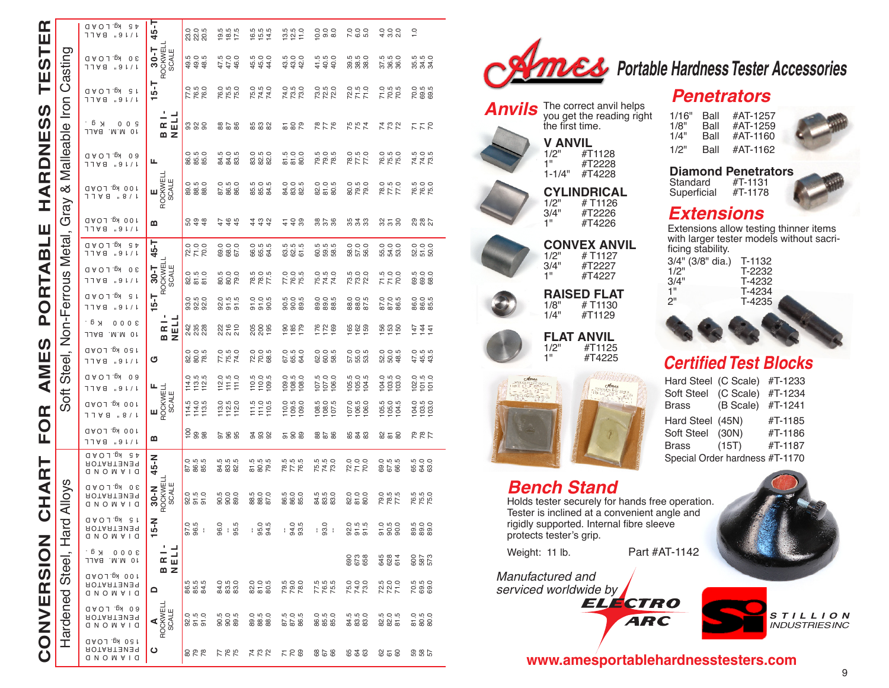# CONVERSION CHART FOR AMES PORTABLE HARDNESS TESTER

## Hardened Steel, Hard Alloys

| C (Diamond Penetrator 150 kg Load) | A – Rockwell Scale (Diamond Penetrator 60 kg Load) | D (Diamond Penetrator 100 kg Load) | Brinell (10 M.M. Ball 3000 Kg.) | 15-N (Diamond Penetrator 15 kg Load) | 30-N (Diamond Penetrator 30 kg Load) | 45-N (Diamond Penetrator 45 kg Load) |
|---|---|---|---|---|---|---|
| 80 | 92.0 | 86.5 | | 97.0 | 92.0 | 87.0 |
| 79 | 91.5 | 85.5 | | 96.5 | 91.5 | 86.5 |
| 78 | 91.0 | 84.5 | | -- | 91.0 | 85.5 |
| 77 | 90.5 | 84.0 | | 96.0 | 90.5 | 84.5 |
| 76 | 90.0 | 83.5 | | -- | 90.0 | 83.5 |
| 75 | 89.5 | 83.0 | | 95.5 | 89.0 | 82.5 |
| 74 | 89.0 | 82.0 | | -- | 88.5 | 81.5 |
| 73 | 88.5 | 81.0 | | 95.0 | 88.0 | 80.5 |
| 72 | 88.0 | 80.5 | | 94.5 | 87.0 | 79.5 |
| 71 | 87.5 | 79.5 | | -- | 86.5 | 78.5 |
| 70 | 87.0 | 79.0 | | 94.0 | 86.0 | 77.5 |
| 69 | 86.5 | 78.0 | | 93.5 | 85.0 | 76.5 |
| 68 | 86.0 | 77.5 | | -- | 84.5 | 75.5 |
| 67 | 85.5 | 76.5 | | 93.0 | 83.5 | 74.5 |
| 66 | 85.0 | 75.5 | | -- | 83.0 | 73.0 |
| 65 | 84.5 | 75.0 | 690 | 92.0 | 82.0 | 72.0 |
| 64 | 83.5 | 74.0 | 673 | 91.5 | 81.0 | 71.0 |
| 63 | 83.0 | 73.0 | 658 | 91.5 | 80.0 | 70.0 |
| 62 | 82.5 | 72.5 | 645 | 91.0 | 79.0 | 69.0 |
| 61 | 82.0 | 72.0 | 628 | 90.5 | 78.5 | 67.5 |
| 60 | 81.5 | 71.0 | 614 | 90.0 | 77.5 | 66.5 |
| 59 | 81.0 | 70.5 | 600 | 89.5 | 76.5 | 65.5 |
| 58 | 80.5 | 69.5 | 587 | 89.0 | 75.5 | 64.0 |
| 57 | 80.0 | 69.0 | 573 | 88.0 | 75.0 | 63.0 |

## Soft Steel, Non-Ferrous Metal, Gray & Malleable Iron Casting

| B (1/16" Ball 100 kg Load) | E – Rockwell Scale (1/8" Ball 100 kg Load) | F (1/16" Ball 60 kg Load) | G (1/16" Ball 150 kg Load) | Brinell (10 M.M. Ball 3000 Kg.) | 15-T – Rockwell Scale (1/16" Ball 15 kg Load) | 30-T (1/16" Ball 30 kg Load) | 45-T (1/16" Ball 45 kg Load) |
|---|---|---|---|---|---|---|---|
| 100 | 114.5 | 114.0 | 82.0 | 242 | 93.0 | 82.0 | 72.0 |
| 99 | 114.0 | 113.5 | 80.0 | 235 | 92.5 | 81.5 | 71.0 |
| 98 | 113.5 | 112.5 | 78.5 | 228 | 92.0 | 81.0 | 70.0 |
| 97 | 113.0 | 112.0 | 77.0 | 222 | 92.0 | 80.5 | 69.0 |
| 96 | 112.5 | 111.5 | 75.5 | 216 | 91.5 | 80.0 | 68.0 |
| 95 | 112.0 | 111.0 | 74.0 | 210 | 91.5 | 79.0 | 67.0 |
| 94 | 111.5 | 110.5 | 72.0 | 205 | 91.0 | 78.5 | 66.0 |
| 93 | 111.0 | 110.0 | 70.0 | 200 | 91.0 | 78.0 | 65.5 |
| 92 | 110.5 | 109.5 | 68.5 | 195 | 90.5 | 77.5 | 64.5 |
| 91 | 110.0 | 109.0 | 67.0 | 190 | 90.5 | 77.0 | 63.5 |
| 90 | 109.5 | 108.5 | 65.5 | 185 | 90.0 | 76.0 | 62.5 |
| 89 | 109.0 | 108.0 | 64.0 | 179 | 89.5 | 75.5 | 61.5 |
| 88 | 108.5 | 107.5 | 62.0 | 176 | 89.0 | 75.0 | 60.5 |
| 87 | 108.0 | 107.0 | 60.0 | 172 | 89.0 | 74.5 | 59.5 |
| 86 | 107.5 | 106.0 | 58.5 | 169 | 88.5 | 74.0 | 58.5 |
| 85 | 107.0 | 105.5 | 57.0 | 165 | 88.0 | 73.5 | 58.0 |
| 84 | 106.5 | 105.0 | 55.0 | 162 | 88.0 | 73.0 | 57.0 |
| 83 | 106.0 | 104.5 | 53.5 | 159 | 87.5 | 72.0 | 56.0 |
| 82 | 105.5 | 104.0 | 52.0 | 156 | 87.0 | 71.5 | 55.0 |
| 81 | 105.0 | 103.5 | 50.0 | 153 | 87.0 | 71.0 | 54.0 |
| 80 | 104.5 | 103.0 | 48.5 | 150 | 86.5 | 70.0 | 53.0 |
| 79 | 104.0 | 102.0 | 47.0 | 147 | 86.0 | 69.5 | 52.0 |
| 78 | 103.5 | 101.5 | 45.5 | 144 | 86.0 | 69.0 | 51.0 |
| 77 | 103.0 | 101.0 | 43.5 | 141 | 85.5 | 68.0 | 50.0 |

| B (1/16" Ball 100 kg Load) | E – Rockwell Scale (1/8" Ball 100 kg Load) | F (1/16" Ball 60 kg Load) | Brinell (10 M.M. Ball 500 Kg.) | 15-T – Rockwell Scale (1/16" Ball 15 kg Load) | 30-T (1/16" Ball 30 kg Load) | 45-T (1/16" Ball 45 kg Load) |
|---|---|---|---|---|---|---|
| 50 | 89.0 | 86.0 | 93 | 77.0 | 49.5 | 23.0 |
| 49 | 88.5 | 85.5 | 92 | 76.5 | 49.0 | 22.0 |
| 48 | 88.0 | 85.0 | 90 | 76.0 | 48.5 | 20.5 |
| 47 | 87.0 | 84.5 | 88 | 76.0 | 47.5 | 19.5 |
| 46 | 86.5 | 84.0 | 87 | 75.5 | 47.0 | 18.5 |
| 45 | 86.0 | 83.5 | 86 | 75.0 | 46.0 | 17.5 |
| 44 | 85.5 | 83.0 | 85 | 75.0 | 45.5 | 16.5 |
| 43 | 85.0 | 82.5 | 83 | 74.5 | 45.0 | 15.5 |
| 42 | 84.5 | 82.0 | 82 | 74.0 | 44.0 | 14.5 |
| 41 | 84.0 | 81.5 | 81 | 74.0 | 43.5 | 13.5 |
| 40 | 83.0 | 81.0 | 80 | 73.5 | 43.0 | 12.5 |
| 39 | 82.5 | 80.0 | 79 | 73.0 | 42.0 | 11.0 |
| 38 | 82.0 | 79.5 | 78 | 73.0 | 41.5 | 10.0 |
| 37 | 81.0 | 79.0 | 77 | 72.5 | 40.5 | 9.0 |
| 36 | 80.5 | 78.5 | 76 | 72.0 | 40.0 | 8.0 |
| 35 | 80.0 | 78.0 | 75 | 72.0 | 39.5 | 7.0 |
| 34 | 79.5 | 77.5 | 75 | 71.5 | 38.5 | 6.0 |
| 33 | 79.0 | 77.0 | 74 | 71.0 | 38.0 | 5.0 |
| 32 | 78.0 | 76.0 | 74 | 71.0 | 37.5 | 4.0 |
| 31 | 77.5 | 75.5 | 73 | 70.5 | 36.5 | 3.0 |
| 30 | 77.0 | 75.0 | 72 | 70.5 | 36.0 | 2.0 |
| 29 | 76.5 | 74.5 | 71 | 70.0 | 35.5 | 1.0 |
| 28 | 76.0 | 74.0 | 71 | 69.5 | 34.5 | |
| 27 | 75.0 | 73.5 | 70 | 69.5 | 34.0 | |

# Ames Portable Hardness Tester Accessories

## Anvils

The correct anvil helps you get the reading right the first time.

**V ANVIL**
- 1/2" #T1128
- 1" #T2228
- 1-1/4" #T4228

**CYLINDRICAL**
- 1/2" #T1126
- 3/4" #T2226
- 1" #T4226

**CONVEX ANVIL**
- 1/2" #T1127
- 3/4" #T2227
- 1" #T4227

**RAISED FLAT**
- 1/8" #T1130
- 1/4" #T1129

**FLAT ANVIL**
- 1/2" #T1125
- 1" #T4225

## Penetrators

- 1/16" Ball #AT-1257
- 1/8" Ball #AT-1259
- 1/4" Ball #AT-1160
- 1/2" Ball #AT-1162

**Diamond Penetrators**
- Standard #T-1131
- Superficial #T-1178

## Extensions

Extensions allow testing thinner items with larger tester models without sacrificing stability.

- 3/4" (3/8" dia.) T-1132
- 1/2" T-2232
- 3/4" T-4232
- 1" T-4234
- 2" T-4235

## Certified Test Blocks

| | | |
|---|---|---|
| Hard Steel | (C Scale) | #T-1233 |
| Soft Steel | (C Scale) | #T-1234 |
| Brass | (B Scale) | #T-1241 |
| Hard Steel | (45N) | #T-1185 |
| Soft Steel | (30N) | #T-1186 |
| Brass | (15T) | #T-1187 |

Special Order hardness #T-1170

## Bench Stand

Holds tester securely for hands free operation. Tester is inclined at a convenient angle and rigidly supported. Internal fibre sleeve protects tester's grip.

Weight: 11 lb. Part #AT-1142

*Manufactured and serviced worldwide by*

ELECTRO ARC

STILLION INDUSTRIES INC

www.amesportablehardnesstesters.com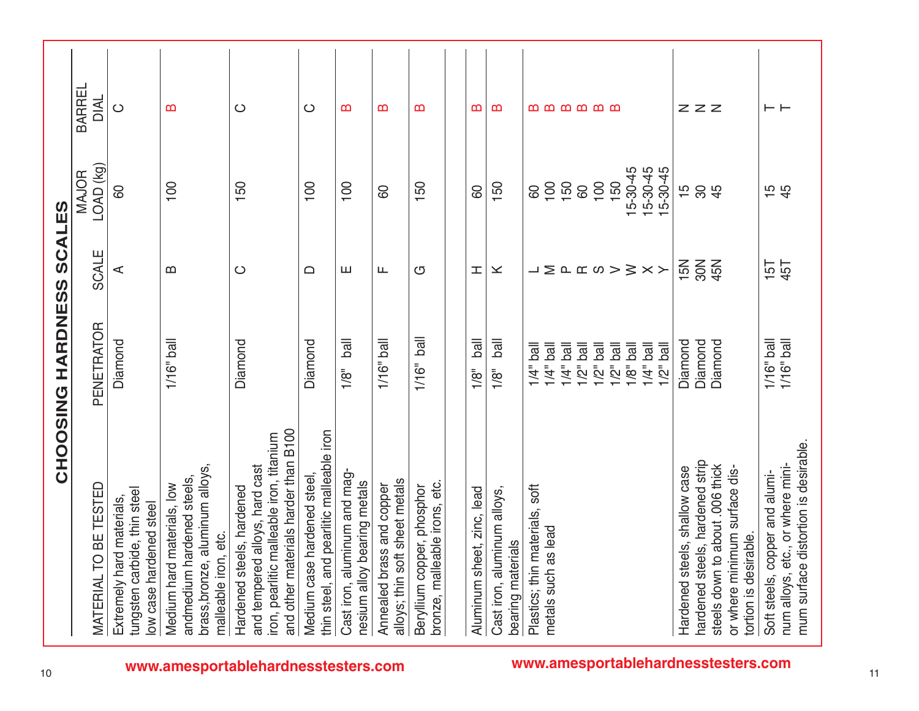# CHOOSING HARDNESS SCALES

| MATERIAL TO BE TESTED | PENETRATOR | SCALE | MAJOR LOAD (kg) | BARREL DIAL |
|---|---|---|---|---|
| Extremely hard materials, tungsten carbide, thin steel low case hardened steel | Diamond | A | 60 | C |
| Medium hard materials, low andmedium hardened steels, brass,bronze, aluminum alloys, malleable iron, etc. | 1/16" ball | B | 100 | B |
| Hardened steels, hardened and tempered alloys, hard cast iron, pearlitic malleable iron, titanium and other materials harder than B100 | Diamond | C | 150 | C |
| Medium case hardened steel, thin steel, and pearlitic malleable iron | Diamond | D | 100 | C |
| Cast iron, aluminum and magnesium alloy bearing metals | 1/8" ball | E | 100 | B |
| Annealed brass and copper alloys; thin soft sheet metals | 1/16" ball | F | 60 | B |
| Beryllium copper, phosphor bronze, malleable irons, etc. | 1/16" ball | G | 150 | B |
| Aluminum sheet, zinc, lead | 1/8" ball | H | 60 | B |
| Cast iron, aluminum alloys, bearing materials | 1/8" ball | K | 150 | B |
| Plastics; thin materials, soft metals such as lead | 1/4" ball | L | 60 | B |
| | 1/4" ball | M | 100 | B |
| | 1/4" ball | P | 150 | B |
| | 1/2" ball | R | 60 | B |
| | 1/2" ball | S | 100 | B |
| | 1/2" ball | V | 150 | B |
| | 1/8" ball | W | 15-30-45 | |
| | 1/4" ball | X | 15-30-45 | |
| | 1/2" ball | Y | 15-30-45 | |
| Hardened steels, shallow case hardened steels, hardened strip steels down to about .006 thick or where minimum surface distortion is desirable. | Diamond | 15N | 15 | N |
| | Diamond | 30N | 30 | N |
| | Diamond | 45N | 45 | N |
| Soft steels, copper and aluminum alloys, etc., or where minimum surface distortion is desirable. | 1/16" ball | 15T | 15 | T |
| | 1/16" ball | 45T | 45 | T |

www.amesportablehardnesstesters.com